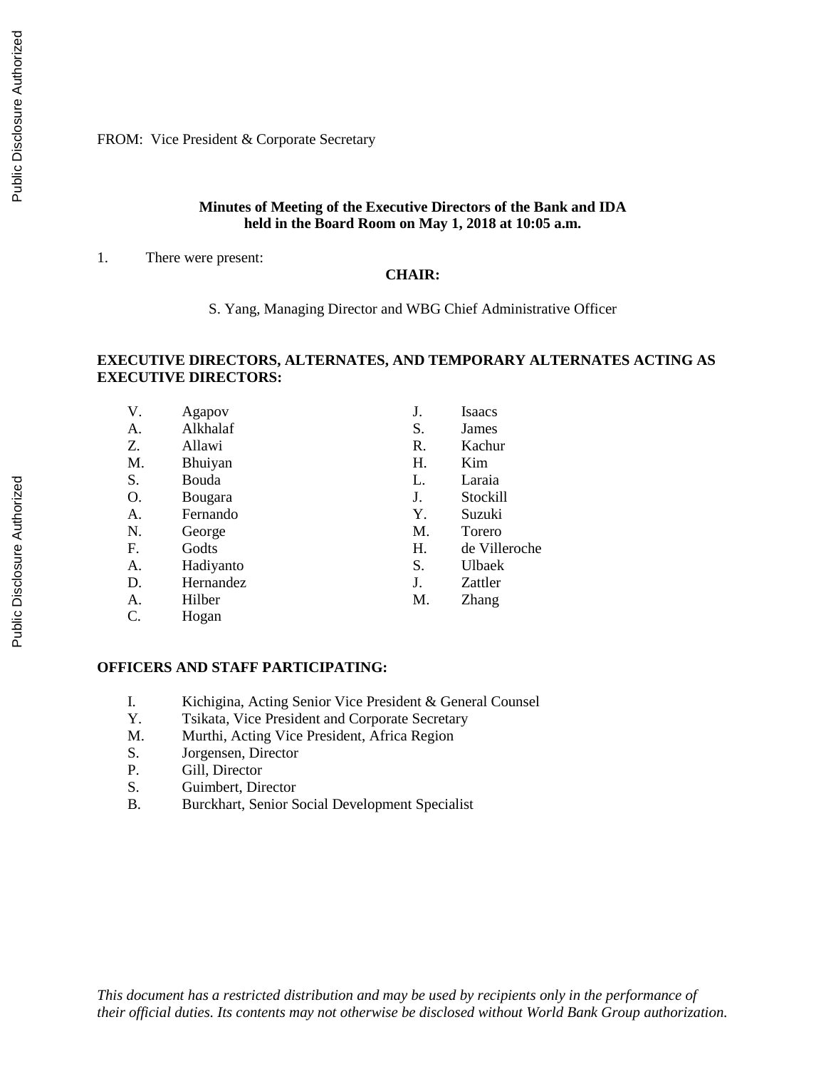FROM: Vice President & Corporate Secretary

**Minutes of Meeting of the Executive Directors of the Bank and IDA held in the Board Room on May 1, 2018 at 10:05 a.m.**

1. There were present:

**CHAIR:**

S. Yang, Managing Director and WBG Chief Administrative Officer

**EXECUTIVE DIRECTORS, ALTERNATES, AND TEMPORARY ALTERNATES ACTING AS EXECUTIVE DIRECTORS:**

V. Agapov
A. Alkhalaf
Z. Allawi
M. Bhuiyan
S. Bouda
O. Bougara
A. Fernando
N. George
F. Godts
A. Hadiyanto
D. Hernandez
A. Hilber
C. Hogan
J. Isaacs
S. James
R. Kachur
H. Kim
L. Laraia
J. Stockill
Y. Suzuki
M. Torero
H. de Villeroche
S. Ulbaek
J. Zattler
M. Zhang

**OFFICERS AND STAFF PARTICIPATING:**

I. Kichigina, Acting Senior Vice President & General Counsel
Y. Tsikata, Vice President and Corporate Secretary
M. Murthi, Acting Vice President, Africa Region
S. Jorgensen, Director
P. Gill, Director
S. Guimbert, Director
B. Burckhart, Senior Social Development Specialist

*This document has a restricted distribution and may be used by recipients only in the performance of their official duties. Its contents may not otherwise be disclosed without World Bank Group authorization.*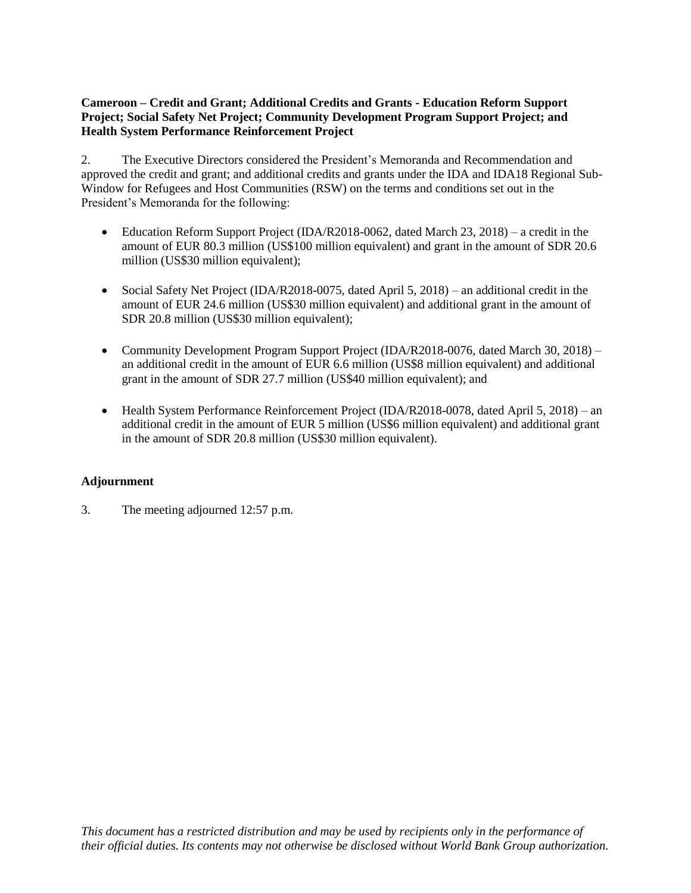**Cameroon – Credit and Grant; Additional Credits and Grants - Education Reform Support Project; Social Safety Net Project; Community Development Program Support Project; and Health System Performance Reinforcement Project**

2. The Executive Directors considered the President's Memoranda and Recommendation and approved the credit and grant; and additional credits and grants under the IDA and IDA18 Regional Sub-Window for Refugees and Host Communities (RSW) on the terms and conditions set out in the President's Memoranda for the following:

- Education Reform Support Project (IDA/R2018-0062, dated March 23, 2018) – a credit in the amount of EUR 80.3 million (US$100 million equivalent) and grant in the amount of SDR 20.6 million (US$30 million equivalent);

- Social Safety Net Project (IDA/R2018-0075, dated April 5, 2018) – an additional credit in the amount of EUR 24.6 million (US$30 million equivalent) and additional grant in the amount of SDR 20.8 million (US$30 million equivalent);

- Community Development Program Support Project (IDA/R2018-0076, dated March 30, 2018) – an additional credit in the amount of EUR 6.6 million (US$8 million equivalent) and additional grant in the amount of SDR 27.7 million (US$40 million equivalent); and

- Health System Performance Reinforcement Project (IDA/R2018-0078, dated April 5, 2018) – an additional credit in the amount of EUR 5 million (US$6 million equivalent) and additional grant in the amount of SDR 20.8 million (US$30 million equivalent).

**Adjournment**

3. The meeting adjourned 12:57 p.m.

*This document has a restricted distribution and may be used by recipients only in the performance of their official duties. Its contents may not otherwise be disclosed without World Bank Group authorization.*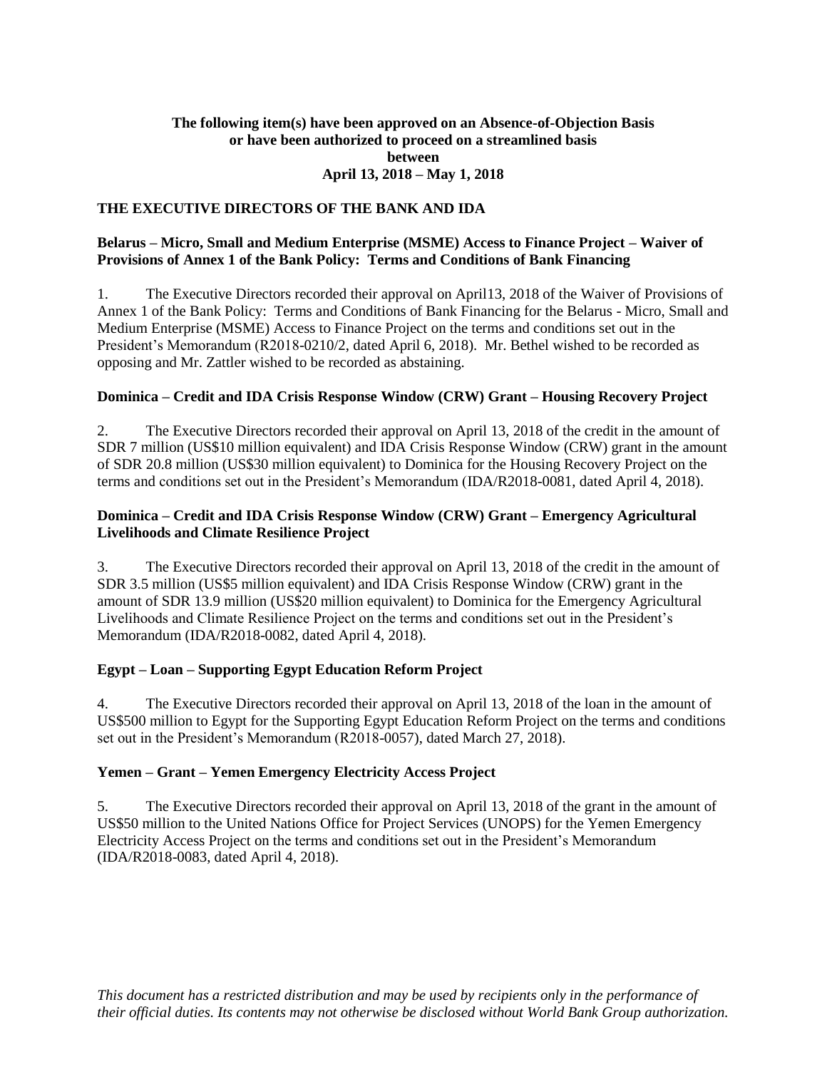**The following item(s) have been approved on an Absence-of-Objection Basis or have been authorized to proceed on a streamlined basis between April 13, 2018 – May 1, 2018**

**THE EXECUTIVE DIRECTORS OF THE BANK AND IDA**

**Belarus – Micro, Small and Medium Enterprise (MSME) Access to Finance Project – Waiver of Provisions of Annex 1 of the Bank Policy: Terms and Conditions of Bank Financing**

1. The Executive Directors recorded their approval on April13, 2018 of the Waiver of Provisions of Annex 1 of the Bank Policy: Terms and Conditions of Bank Financing for the Belarus - Micro, Small and Medium Enterprise (MSME) Access to Finance Project on the terms and conditions set out in the President's Memorandum (R2018-0210/2, dated April 6, 2018). Mr. Bethel wished to be recorded as opposing and Mr. Zattler wished to be recorded as abstaining.

**Dominica – Credit and IDA Crisis Response Window (CRW) Grant – Housing Recovery Project**

2. The Executive Directors recorded their approval on April 13, 2018 of the credit in the amount of SDR 7 million (US$10 million equivalent) and IDA Crisis Response Window (CRW) grant in the amount of SDR 20.8 million (US$30 million equivalent) to Dominica for the Housing Recovery Project on the terms and conditions set out in the President's Memorandum (IDA/R2018-0081, dated April 4, 2018).

**Dominica – Credit and IDA Crisis Response Window (CRW) Grant – Emergency Agricultural Livelihoods and Climate Resilience Project**

3. The Executive Directors recorded their approval on April 13, 2018 of the credit in the amount of SDR 3.5 million (US$5 million equivalent) and IDA Crisis Response Window (CRW) grant in the amount of SDR 13.9 million (US$20 million equivalent) to Dominica for the Emergency Agricultural Livelihoods and Climate Resilience Project on the terms and conditions set out in the President's Memorandum (IDA/R2018-0082, dated April 4, 2018).

**Egypt – Loan – Supporting Egypt Education Reform Project**

4. The Executive Directors recorded their approval on April 13, 2018 of the loan in the amount of US$500 million to Egypt for the Supporting Egypt Education Reform Project on the terms and conditions set out in the President's Memorandum (R2018-0057), dated March 27, 2018).

**Yemen – Grant – Yemen Emergency Electricity Access Project**

5. The Executive Directors recorded their approval on April 13, 2018 of the grant in the amount of US$50 million to the United Nations Office for Project Services (UNOPS) for the Yemen Emergency Electricity Access Project on the terms and conditions set out in the President's Memorandum (IDA/R2018-0083, dated April 4, 2018).

*This document has a restricted distribution and may be used by recipients only in the performance of their official duties. Its contents may not otherwise be disclosed without World Bank Group authorization.*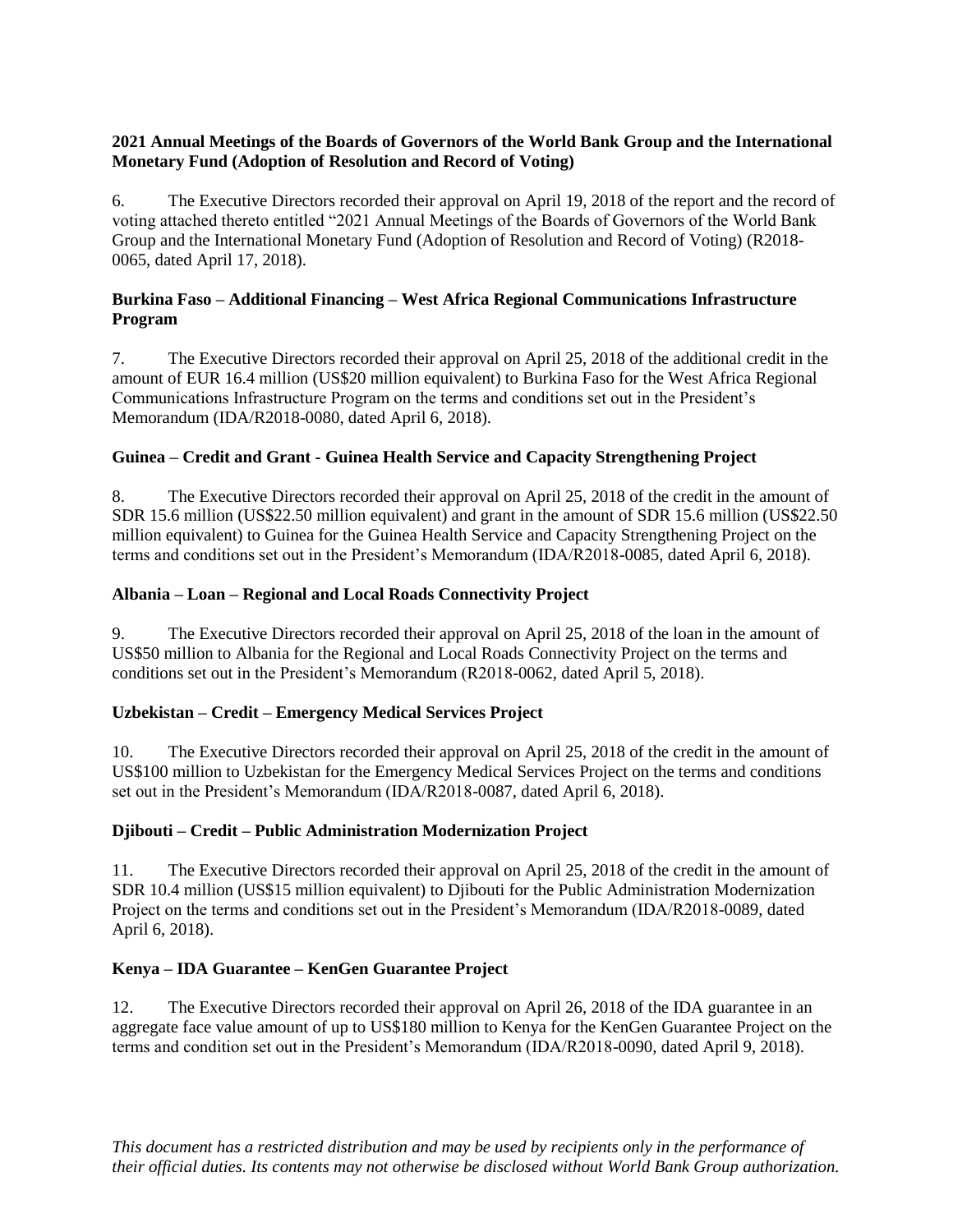**2021 Annual Meetings of the Boards of Governors of the World Bank Group and the International Monetary Fund (Adoption of Resolution and Record of Voting)**

6. The Executive Directors recorded their approval on April 19, 2018 of the report and the record of voting attached thereto entitled "2021 Annual Meetings of the Boards of Governors of the World Bank Group and the International Monetary Fund (Adoption of Resolution and Record of Voting) (R2018-0065, dated April 17, 2018).

**Burkina Faso – Additional Financing – West Africa Regional Communications Infrastructure Program**

7. The Executive Directors recorded their approval on April 25, 2018 of the additional credit in the amount of EUR 16.4 million (US$20 million equivalent) to Burkina Faso for the West Africa Regional Communications Infrastructure Program on the terms and conditions set out in the President's Memorandum (IDA/R2018-0080, dated April 6, 2018).

**Guinea – Credit and Grant - Guinea Health Service and Capacity Strengthening Project**

8. The Executive Directors recorded their approval on April 25, 2018 of the credit in the amount of SDR 15.6 million (US$22.50 million equivalent) and grant in the amount of SDR 15.6 million (US$22.50 million equivalent) to Guinea for the Guinea Health Service and Capacity Strengthening Project on the terms and conditions set out in the President's Memorandum (IDA/R2018-0085, dated April 6, 2018).

**Albania – Loan – Regional and Local Roads Connectivity Project**

9. The Executive Directors recorded their approval on April 25, 2018 of the loan in the amount of US$50 million to Albania for the Regional and Local Roads Connectivity Project on the terms and conditions set out in the President's Memorandum (R2018-0062, dated April 5, 2018).

**Uzbekistan – Credit – Emergency Medical Services Project**

10. The Executive Directors recorded their approval on April 25, 2018 of the credit in the amount of US$100 million to Uzbekistan for the Emergency Medical Services Project on the terms and conditions set out in the President's Memorandum (IDA/R2018-0087, dated April 6, 2018).

**Djibouti – Credit – Public Administration Modernization Project**

11. The Executive Directors recorded their approval on April 25, 2018 of the credit in the amount of SDR 10.4 million (US$15 million equivalent) to Djibouti for the Public Administration Modernization Project on the terms and conditions set out in the President's Memorandum (IDA/R2018-0089, dated April 6, 2018).

**Kenya – IDA Guarantee – KenGen Guarantee Project**

12. The Executive Directors recorded their approval on April 26, 2018 of the IDA guarantee in an aggregate face value amount of up to US$180 million to Kenya for the KenGen Guarantee Project on the terms and condition set out in the President's Memorandum (IDA/R2018-0090, dated April 9, 2018).

*This document has a restricted distribution and may be used by recipients only in the performance of their official duties. Its contents may not otherwise be disclosed without World Bank Group authorization.*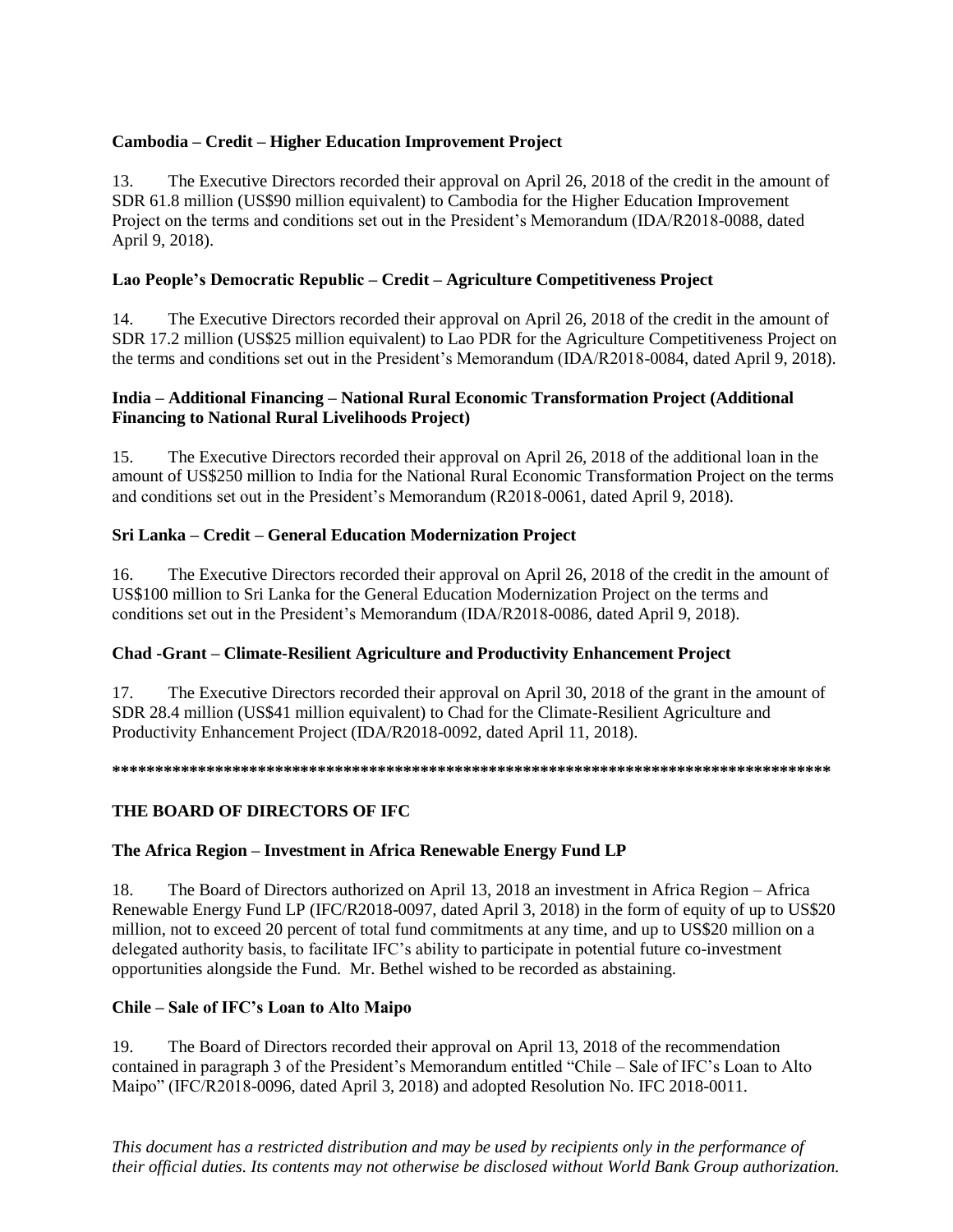**Cambodia – Credit – Higher Education Improvement Project**

13. The Executive Directors recorded their approval on April 26, 2018 of the credit in the amount of SDR 61.8 million (US$90 million equivalent) to Cambodia for the Higher Education Improvement Project on the terms and conditions set out in the President's Memorandum (IDA/R2018-0088, dated April 9, 2018).

**Lao People's Democratic Republic – Credit – Agriculture Competitiveness Project**

14. The Executive Directors recorded their approval on April 26, 2018 of the credit in the amount of SDR 17.2 million (US$25 million equivalent) to Lao PDR for the Agriculture Competitiveness Project on the terms and conditions set out in the President's Memorandum (IDA/R2018-0084, dated April 9, 2018).

**India – Additional Financing – National Rural Economic Transformation Project (Additional Financing to National Rural Livelihoods Project)**

15. The Executive Directors recorded their approval on April 26, 2018 of the additional loan in the amount of US$250 million to India for the National Rural Economic Transformation Project on the terms and conditions set out in the President's Memorandum (R2018-0061, dated April 9, 2018).

**Sri Lanka – Credit – General Education Modernization Project**

16. The Executive Directors recorded their approval on April 26, 2018 of the credit in the amount of US$100 million to Sri Lanka for the General Education Modernization Project on the terms and conditions set out in the President's Memorandum (IDA/R2018-0086, dated April 9, 2018).

**Chad -Grant – Climate-Resilient Agriculture and Productivity Enhancement Project**

17. The Executive Directors recorded their approval on April 30, 2018 of the grant in the amount of SDR 28.4 million (US$41 million equivalent) to Chad for the Climate-Resilient Agriculture and Productivity Enhancement Project (IDA/R2018-0092, dated April 11, 2018).

**************************************************************************************

**THE BOARD OF DIRECTORS OF IFC**

**The Africa Region – Investment in Africa Renewable Energy Fund LP**

18. The Board of Directors authorized on April 13, 2018 an investment in Africa Region – Africa Renewable Energy Fund LP (IFC/R2018-0097, dated April 3, 2018) in the form of equity of up to US$20 million, not to exceed 20 percent of total fund commitments at any time, and up to US$20 million on a delegated authority basis, to facilitate IFC's ability to participate in potential future co-investment opportunities alongside the Fund. Mr. Bethel wished to be recorded as abstaining.

**Chile – Sale of IFC's Loan to Alto Maipo**

19. The Board of Directors recorded their approval on April 13, 2018 of the recommendation contained in paragraph 3 of the President's Memorandum entitled "Chile – Sale of IFC's Loan to Alto Maipo" (IFC/R2018-0096, dated April 3, 2018) and adopted Resolution No. IFC 2018-0011.

*This document has a restricted distribution and may be used by recipients only in the performance of their official duties. Its contents may not otherwise be disclosed without World Bank Group authorization.*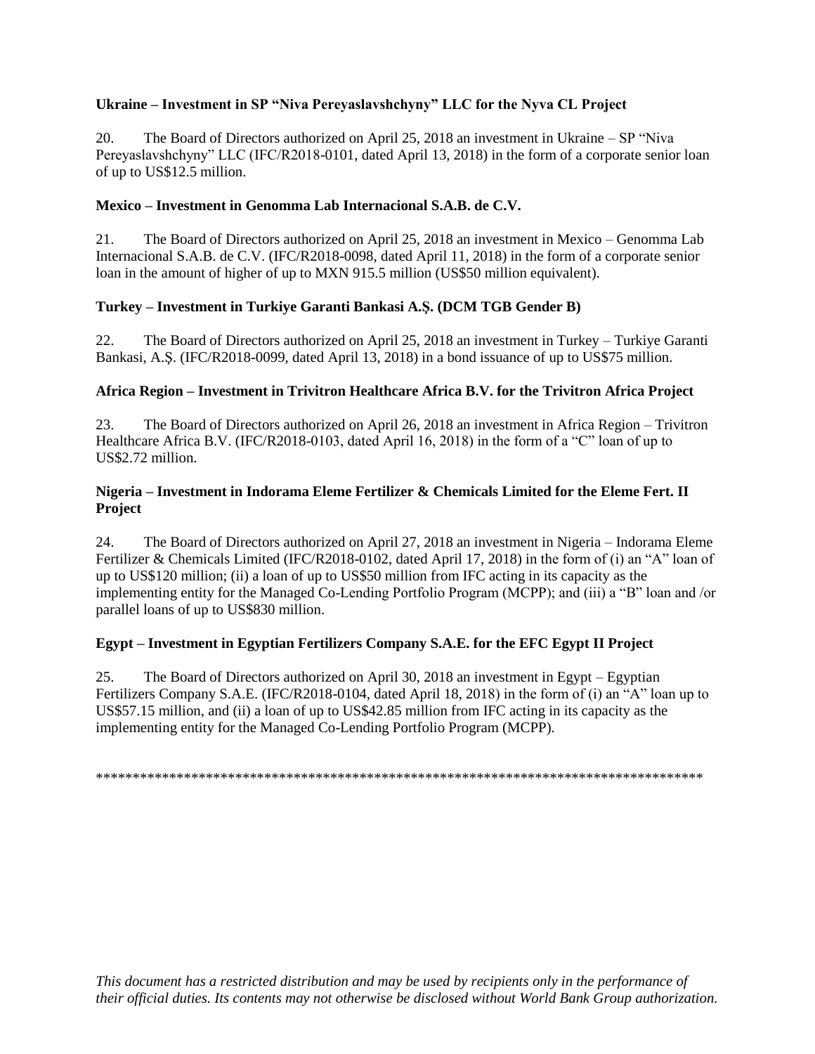**Ukraine – Investment in SP "Niva Pereyaslavshchyny" LLC for the Nyva CL Project**

20. The Board of Directors authorized on April 25, 2018 an investment in Ukraine – SP "Niva Pereyaslavshchyny" LLC (IFC/R2018-0101, dated April 13, 2018) in the form of a corporate senior loan of up to US$12.5 million.

**Mexico – Investment in Genomma Lab Internacional S.A.B. de C.V.**

21. The Board of Directors authorized on April 25, 2018 an investment in Mexico – Genomma Lab Internacional S.A.B. de C.V. (IFC/R2018-0098, dated April 11, 2018) in the form of a corporate senior loan in the amount of higher of up to MXN 915.5 million (US$50 million equivalent).

**Turkey – Investment in Turkiye Garanti Bankasi A.Ş. (DCM TGB Gender B)**

22. The Board of Directors authorized on April 25, 2018 an investment in Turkey – Turkiye Garanti Bankasi, A.Ş. (IFC/R2018-0099, dated April 13, 2018) in a bond issuance of up to US$75 million.

**Africa Region – Investment in Trivitron Healthcare Africa B.V. for the Trivitron Africa Project**

23. The Board of Directors authorized on April 26, 2018 an investment in Africa Region – Trivitron Healthcare Africa B.V. (IFC/R2018-0103, dated April 16, 2018) in the form of a "C" loan of up to US$2.72 million.

**Nigeria – Investment in Indorama Eleme Fertilizer & Chemicals Limited for the Eleme Fert. II Project**

24. The Board of Directors authorized on April 27, 2018 an investment in Nigeria – Indorama Eleme Fertilizer & Chemicals Limited (IFC/R2018-0102, dated April 17, 2018) in the form of (i) an "A" loan of up to US$120 million; (ii) a loan of up to US$50 million from IFC acting in its capacity as the implementing entity for the Managed Co-Lending Portfolio Program (MCPP); and (iii) a "B" loan and /or parallel loans of up to US$830 million.

**Egypt – Investment in Egyptian Fertilizers Company S.A.E. for the EFC Egypt II Project**

25. The Board of Directors authorized on April 30, 2018 an investment in Egypt – Egyptian Fertilizers Company S.A.E. (IFC/R2018-0104, dated April 18, 2018) in the form of (i) an "A" loan up to US$57.15 million, and (ii) a loan of up to US$42.85 million from IFC acting in its capacity as the implementing entity for the Managed Co-Lending Portfolio Program (MCPP).

************************************************************************************

*This document has a restricted distribution and may be used by recipients only in the performance of their official duties. Its contents may not otherwise be disclosed without World Bank Group authorization.*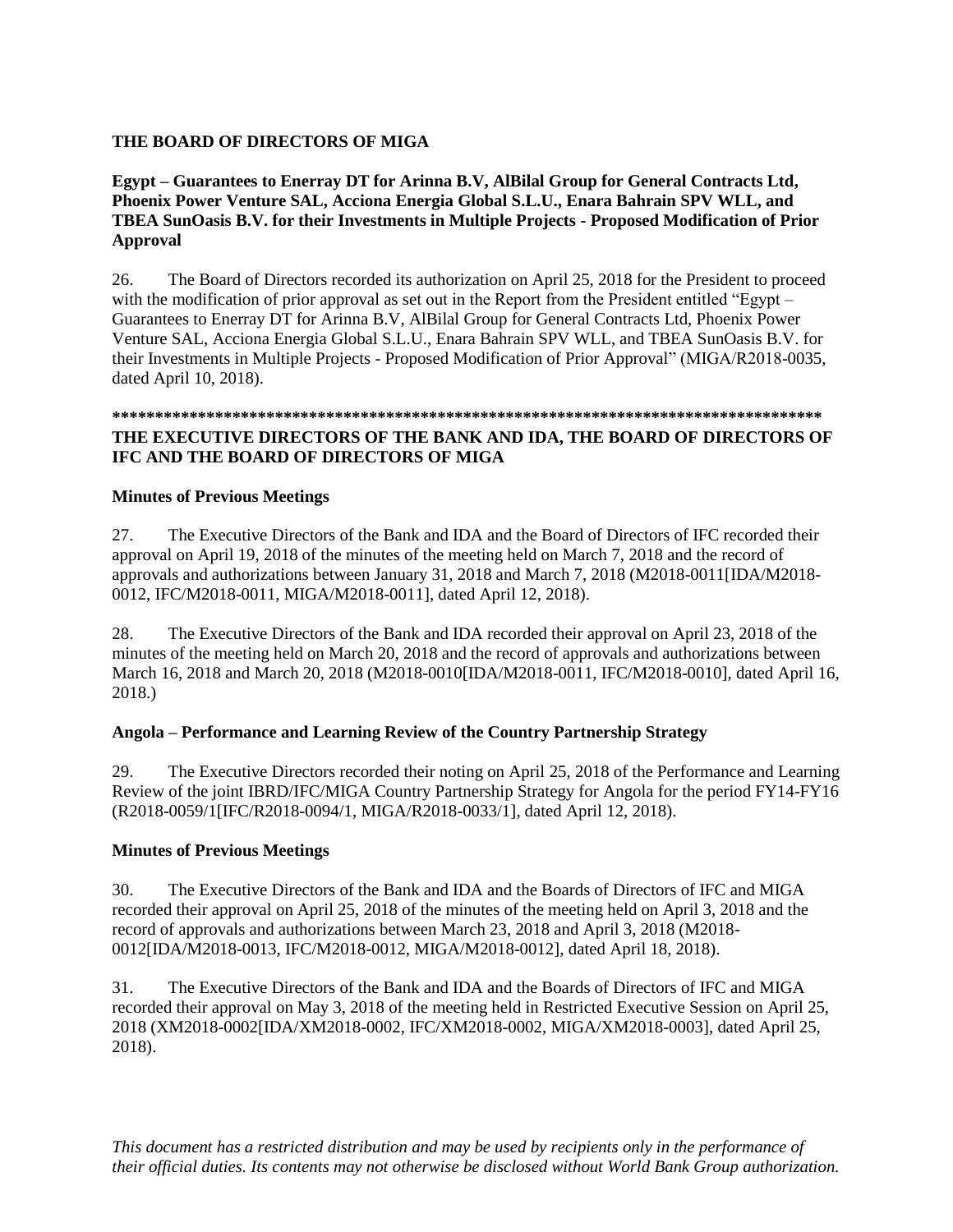**THE BOARD OF DIRECTORS OF MIGA**

**Egypt – Guarantees to Enerray DT for Arinna B.V, AlBilal Group for General Contracts Ltd, Phoenix Power Venture SAL, Acciona Energia Global S.L.U., Enara Bahrain SPV WLL, and TBEA SunOasis B.V. for their Investments in Multiple Projects - Proposed Modification of Prior Approval**

26. The Board of Directors recorded its authorization on April 25, 2018 for the President to proceed with the modification of prior approval as set out in the Report from the President entitled "Egypt – Guarantees to Enerray DT for Arinna B.V, AlBilal Group for General Contracts Ltd, Phoenix Power Venture SAL, Acciona Energia Global S.L.U., Enara Bahrain SPV WLL, and TBEA SunOasis B.V. for their Investments in Multiple Projects - Proposed Modification of Prior Approval" (MIGA/R2018-0035, dated April 10, 2018).

**************************************************************************************

**THE EXECUTIVE DIRECTORS OF THE BANK AND IDA, THE BOARD OF DIRECTORS OF IFC AND THE BOARD OF DIRECTORS OF MIGA**

**Minutes of Previous Meetings**

27. The Executive Directors of the Bank and IDA and the Board of Directors of IFC recorded their approval on April 19, 2018 of the minutes of the meeting held on March 7, 2018 and the record of approvals and authorizations between January 31, 2018 and March 7, 2018 (M2018-0011[IDA/M2018-0012, IFC/M2018-0011, MIGA/M2018-0011], dated April 12, 2018).

28. The Executive Directors of the Bank and IDA recorded their approval on April 23, 2018 of the minutes of the meeting held on March 20, 2018 and the record of approvals and authorizations between March 16, 2018 and March 20, 2018 (M2018-0010[IDA/M2018-0011, IFC/M2018-0010], dated April 16, 2018.)

**Angola – Performance and Learning Review of the Country Partnership Strategy**

29. The Executive Directors recorded their noting on April 25, 2018 of the Performance and Learning Review of the joint IBRD/IFC/MIGA Country Partnership Strategy for Angola for the period FY14-FY16 (R2018-0059/1[IFC/R2018-0094/1, MIGA/R2018-0033/1], dated April 12, 2018).

**Minutes of Previous Meetings**

30. The Executive Directors of the Bank and IDA and the Boards of Directors of IFC and MIGA recorded their approval on April 25, 2018 of the minutes of the meeting held on April 3, 2018 and the record of approvals and authorizations between March 23, 2018 and April 3, 2018 (M2018-0012[IDA/M2018-0013, IFC/M2018-0012, MIGA/M2018-0012], dated April 18, 2018).

31. The Executive Directors of the Bank and IDA and the Boards of Directors of IFC and MIGA recorded their approval on May 3, 2018 of the meeting held in Restricted Executive Session on April 25, 2018 (XM2018-0002[IDA/XM2018-0002, IFC/XM2018-0002, MIGA/XM2018-0003], dated April 25, 2018).

*This document has a restricted distribution and may be used by recipients only in the performance of their official duties. Its contents may not otherwise be disclosed without World Bank Group authorization.*